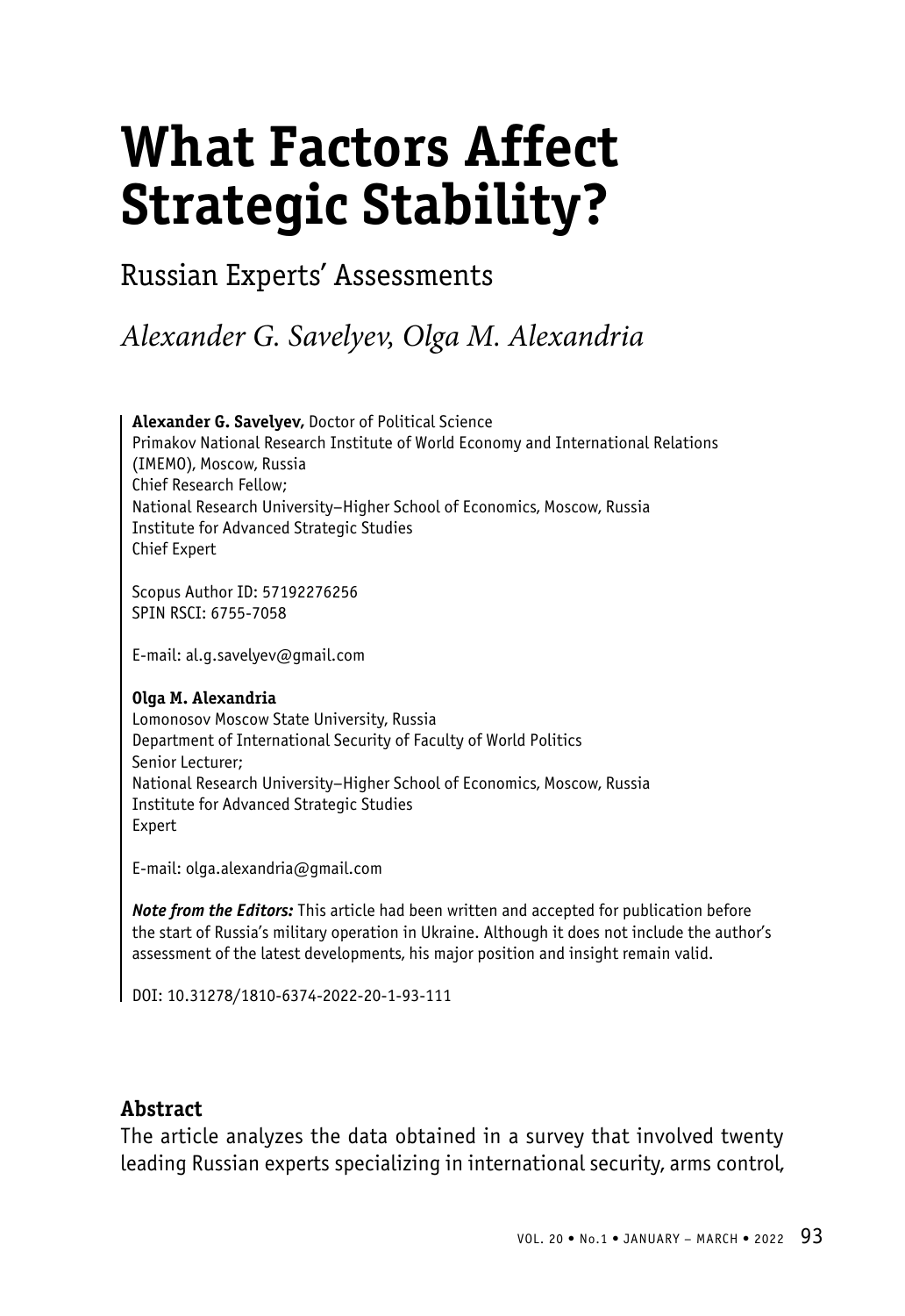# What Factors Affect Strategic Stability?

## Russian Experts' Assessments

*Alexander G. Savelyev, Olga M. Alexandria*

**Alexander G. Savelyev,** Doctor of Political Science
Primakov National Research Institute of World Economy and International Relations (IMEMO), Moscow, Russia
Chief Research Fellow;
National Research University–Higher School of Economics, Moscow, Russia
Institute for Advanced Strategic Studies
Chief Expert

Scopus Author ID: 57192276256
SPIN RSCI: 6755-7058

E-mail: al.g.savelyev@gmail.com

**Olga M. Alexandria**
Lomonosov Moscow State University, Russia
Department of International Security of Faculty of World Politics
Senior Lecturer;
National Research University–Higher School of Economics, Moscow, Russia
Institute for Advanced Strategic Studies
Expert

E-mail: olga.alexandria@gmail.com

***Note from the Editors:*** This article had been written and accepted for publication before the start of Russia's military operation in Ukraine. Although it does not include the author's assessment of the latest developments, his major position and insight remain valid.

DOI: 10.31278/1810-6374-2022-20-1-93-111

### Abstract

The article analyzes the data obtained in a survey that involved twenty leading Russian experts specializing in international security, arms control,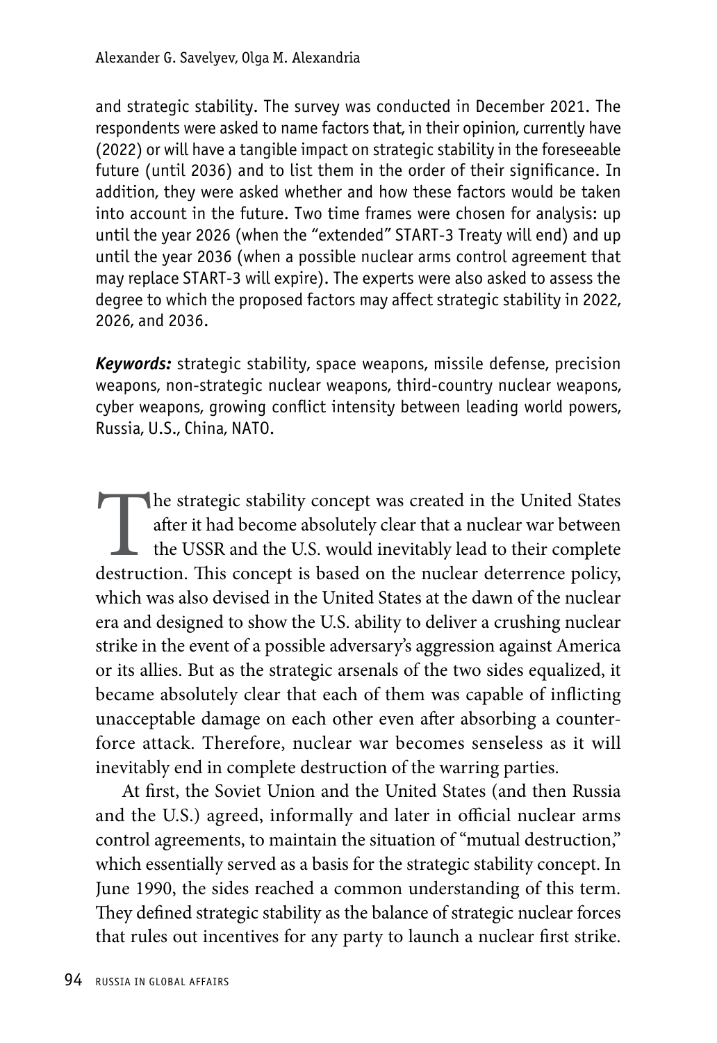and strategic stability. The survey was conducted in December 2021. The respondents were asked to name factors that, in their opinion, currently have (2022) or will have a tangible impact on strategic stability in the foreseeable future (until 2036) and to list them in the order of their significance. In addition, they were asked whether and how these factors would be taken into account in the future. Two time frames were chosen for analysis: up until the year 2026 (when the "extended" START-3 Treaty will end) and up until the year 2036 (when a possible nuclear arms control agreement that may replace START-3 will expire). The experts were also asked to assess the degree to which the proposed factors may affect strategic stability in 2022, 2026, and 2036.

***Keywords:*** strategic stability, space weapons, missile defense, precision weapons, non-strategic nuclear weapons, third-country nuclear weapons, cyber weapons, growing conflict intensity between leading world powers, Russia, U.S., China, NATO.

The strategic stability concept was created in the United States after it had become absolutely clear that a nuclear war between the USSR and the U.S. would inevitably lead to their complete destruction. This concept is based on the nuclear deterrence policy, which was also devised in the United States at the dawn of the nuclear era and designed to show the U.S. ability to deliver a crushing nuclear strike in the event of a possible adversary's aggression against America or its allies. But as the strategic arsenals of the two sides equalized, it became absolutely clear that each of them was capable of inflicting unacceptable damage on each other even after absorbing a counter-force attack. Therefore, nuclear war becomes senseless as it will inevitably end in complete destruction of the warring parties.

At first, the Soviet Union and the United States (and then Russia and the U.S.) agreed, informally and later in official nuclear arms control agreements, to maintain the situation of "mutual destruction," which essentially served as a basis for the strategic stability concept. In June 1990, the sides reached a common understanding of this term. They defined strategic stability as the balance of strategic nuclear forces that rules out incentives for any party to launch a nuclear first strike.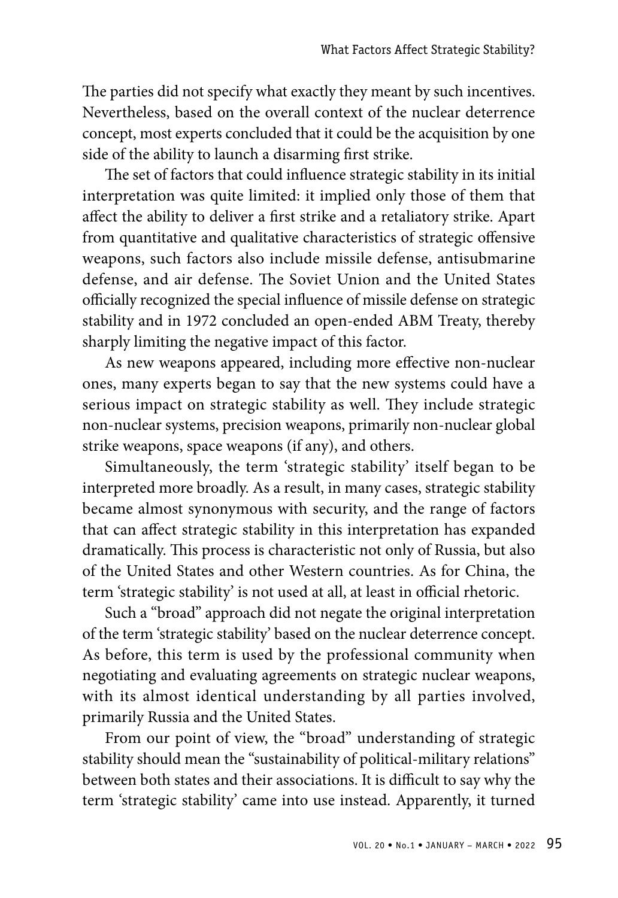The parties did not specify what exactly they meant by such incentives. Nevertheless, based on the overall context of the nuclear deterrence concept, most experts concluded that it could be the acquisition by one side of the ability to launch a disarming first strike.

The set of factors that could influence strategic stability in its initial interpretation was quite limited: it implied only those of them that affect the ability to deliver a first strike and a retaliatory strike. Apart from quantitative and qualitative characteristics of strategic offensive weapons, such factors also include missile defense, antisubmarine defense, and air defense. The Soviet Union and the United States officially recognized the special influence of missile defense on strategic stability and in 1972 concluded an open-ended ABM Treaty, thereby sharply limiting the negative impact of this factor.

As new weapons appeared, including more effective non-nuclear ones, many experts began to say that the new systems could have a serious impact on strategic stability as well. They include strategic non-nuclear systems, precision weapons, primarily non-nuclear global strike weapons, space weapons (if any), and others.

Simultaneously, the term 'strategic stability' itself began to be interpreted more broadly. As a result, in many cases, strategic stability became almost synonymous with security, and the range of factors that can affect strategic stability in this interpretation has expanded dramatically. This process is characteristic not only of Russia, but also of the United States and other Western countries. As for China, the term 'strategic stability' is not used at all, at least in official rhetoric.

Such a "broad" approach did not negate the original interpretation of the term 'strategic stability' based on the nuclear deterrence concept. As before, this term is used by the professional community when negotiating and evaluating agreements on strategic nuclear weapons, with its almost identical understanding by all parties involved, primarily Russia and the United States.

From our point of view, the "broad" understanding of strategic stability should mean the "sustainability of political-military relations" between both states and their associations. It is difficult to say why the term 'strategic stability' came into use instead. Apparently, it turned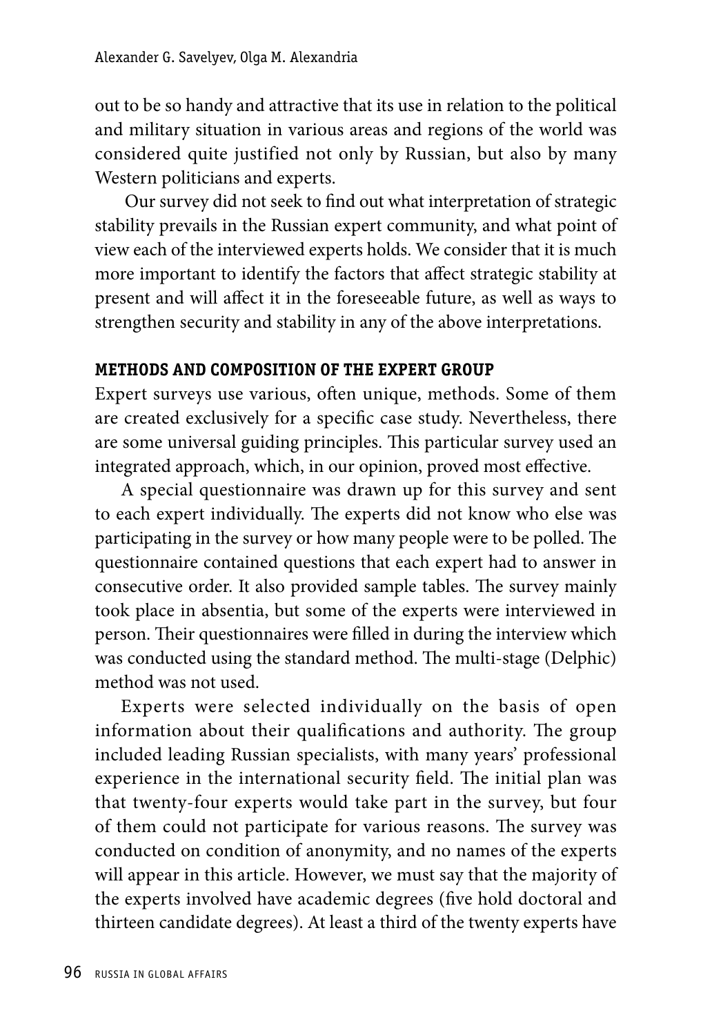out to be so handy and attractive that its use in relation to the political and military situation in various areas and regions of the world was considered quite justified not only by Russian, but also by many Western politicians and experts.

Our survey did not seek to find out what interpretation of strategic stability prevails in the Russian expert community, and what point of view each of the interviewed experts holds. We consider that it is much more important to identify the factors that affect strategic stability at present and will affect it in the foreseeable future, as well as ways to strengthen security and stability in any of the above interpretations.

## METHODS AND COMPOSITION OF THE EXPERT GROUP

Expert surveys use various, often unique, methods. Some of them are created exclusively for a specific case study. Nevertheless, there are some universal guiding principles. This particular survey used an integrated approach, which, in our opinion, proved most effective.

A special questionnaire was drawn up for this survey and sent to each expert individually. The experts did not know who else was participating in the survey or how many people were to be polled. The questionnaire contained questions that each expert had to answer in consecutive order. It also provided sample tables. The survey mainly took place in absentia, but some of the experts were interviewed in person. Their questionnaires were filled in during the interview which was conducted using the standard method. The multi-stage (Delphic) method was not used.

Experts were selected individually on the basis of open information about their qualifications and authority. The group included leading Russian specialists, with many years' professional experience in the international security field. The initial plan was that twenty-four experts would take part in the survey, but four of them could not participate for various reasons. The survey was conducted on condition of anonymity, and no names of the experts will appear in this article. However, we must say that the majority of the experts involved have academic degrees (five hold doctoral and thirteen candidate degrees). At least a third of the twenty experts have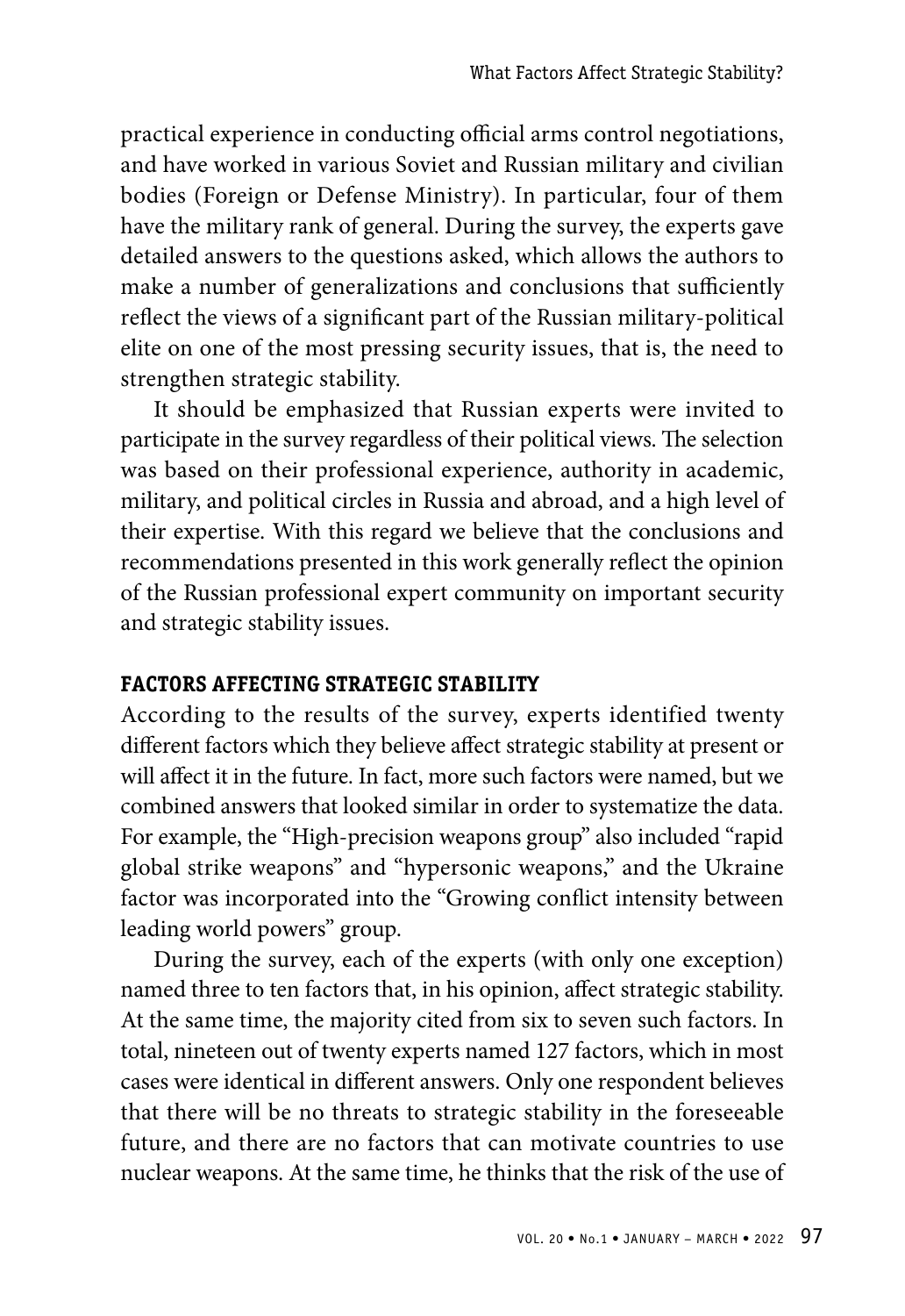practical experience in conducting official arms control negotiations, and have worked in various Soviet and Russian military and civilian bodies (Foreign or Defense Ministry). In particular, four of them have the military rank of general. During the survey, the experts gave detailed answers to the questions asked, which allows the authors to make a number of generalizations and conclusions that sufficiently reflect the views of a significant part of the Russian military-political elite on one of the most pressing security issues, that is, the need to strengthen strategic stability.

It should be emphasized that Russian experts were invited to participate in the survey regardless of their political views. The selection was based on their professional experience, authority in academic, military, and political circles in Russia and abroad, and a high level of their expertise. With this regard we believe that the conclusions and recommendations presented in this work generally reflect the opinion of the Russian professional expert community on important security and strategic stability issues.

## FACTORS AFFECTING STRATEGIC STABILITY

According to the results of the survey, experts identified twenty different factors which they believe affect strategic stability at present or will affect it in the future. In fact, more such factors were named, but we combined answers that looked similar in order to systematize the data. For example, the "High-precision weapons group" also included "rapid global strike weapons" and "hypersonic weapons," and the Ukraine factor was incorporated into the "Growing conflict intensity between leading world powers" group.

During the survey, each of the experts (with only one exception) named three to ten factors that, in his opinion, affect strategic stability. At the same time, the majority cited from six to seven such factors. In total, nineteen out of twenty experts named 127 factors, which in most cases were identical in different answers. Only one respondent believes that there will be no threats to strategic stability in the foreseeable future, and there are no factors that can motivate countries to use nuclear weapons. At the same time, he thinks that the risk of the use of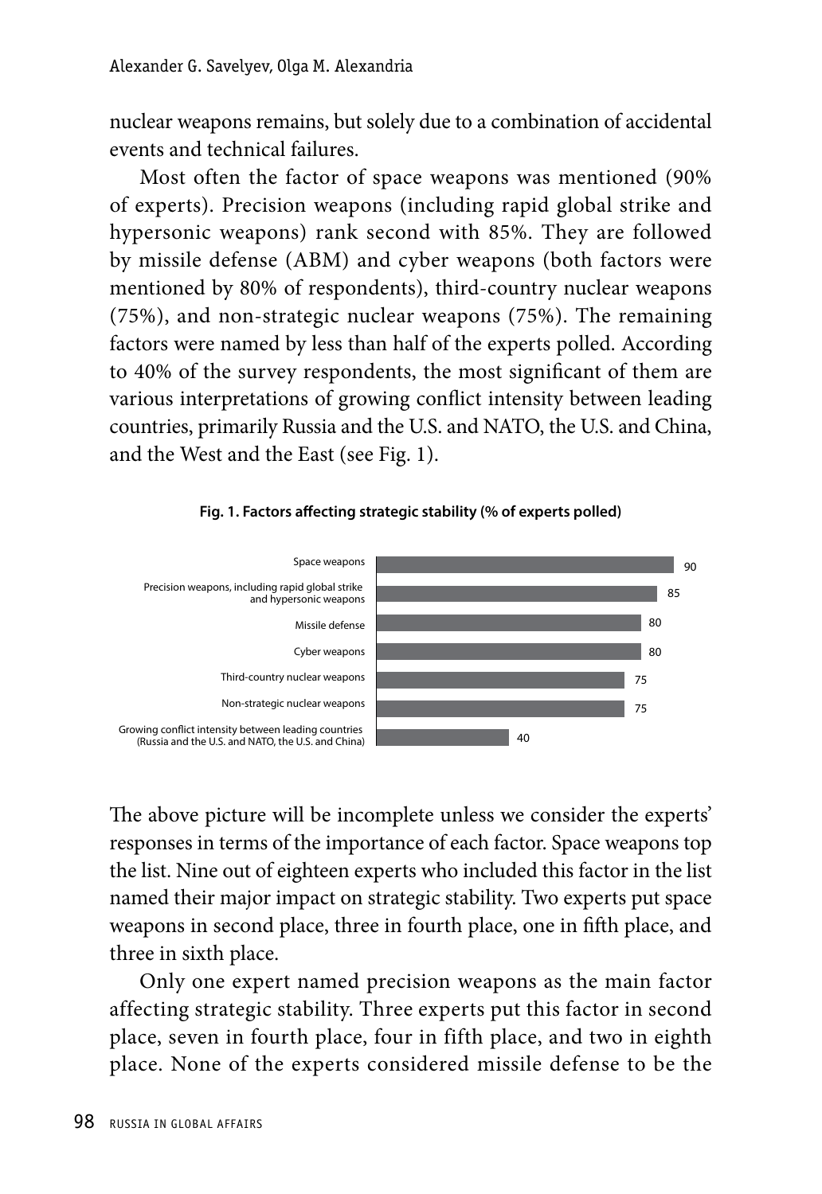nuclear weapons remains, but solely due to a combination of accidental events and technical failures.

Most often the factor of space weapons was mentioned (90% of experts). Precision weapons (including rapid global strike and hypersonic weapons) rank second with 85%. They are followed by missile defense (ABM) and cyber weapons (both factors were mentioned by 80% of respondents), third-country nuclear weapons (75%), and non-strategic nuclear weapons (75%). The remaining factors were named by less than half of the experts polled. According to 40% of the survey respondents, the most significant of them are various interpretations of growing conflict intensity between leading countries, primarily Russia and the U.S. and NATO, the U.S. and China, and the West and the East (see Fig. 1).

**Fig. 1. Factors affecting strategic stability (% of experts polled)**

Space weapons 90

Precision weapons, including rapid global strike and hypersonic weapons 85

Missile defense 80

Cyber weapons 80

Third-country nuclear weapons 75

Non-strategic nuclear weapons 75

Growing conflict intensity between leading countries (Russia and the U.S. and NATO, the U.S. and China) 40

The above picture will be incomplete unless we consider the experts' responses in terms of the importance of each factor. Space weapons top the list. Nine out of eighteen experts who included this factor in the list named their major impact on strategic stability. Two experts put space weapons in second place, three in fourth place, one in fifth place, and three in sixth place.

Only one expert named precision weapons as the main factor affecting strategic stability. Three experts put this factor in second place, seven in fourth place, four in fifth place, and two in eighth place. None of the experts considered missile defense to be the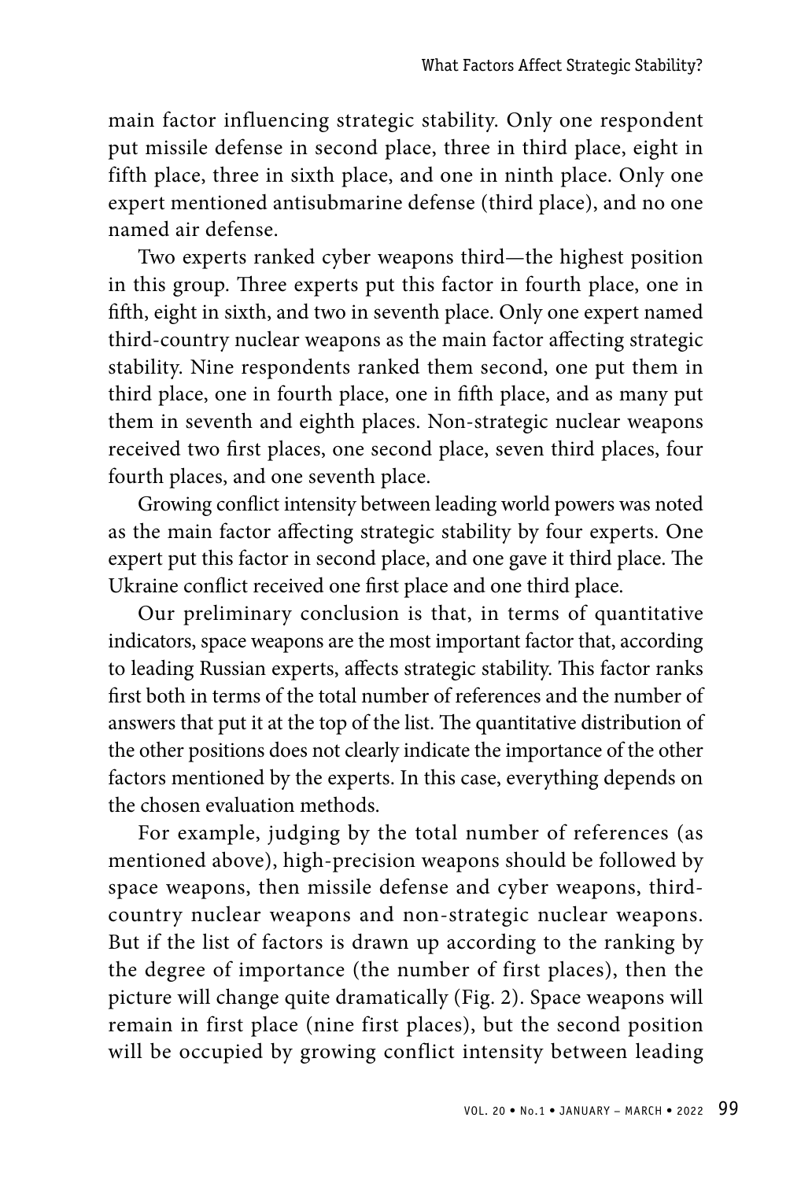main factor influencing strategic stability. Only one respondent put missile defense in second place, three in third place, eight in fifth place, three in sixth place, and one in ninth place. Only one expert mentioned antisubmarine defense (third place), and no one named air defense.

Two experts ranked cyber weapons third—the highest position in this group. Three experts put this factor in fourth place, one in fifth, eight in sixth, and two in seventh place. Only one expert named third-country nuclear weapons as the main factor affecting strategic stability. Nine respondents ranked them second, one put them in third place, one in fourth place, one in fifth place, and as many put them in seventh and eighth places. Non-strategic nuclear weapons received two first places, one second place, seven third places, four fourth places, and one seventh place.

Growing conflict intensity between leading world powers was noted as the main factor affecting strategic stability by four experts. One expert put this factor in second place, and one gave it third place. The Ukraine conflict received one first place and one third place.

Our preliminary conclusion is that, in terms of quantitative indicators, space weapons are the most important factor that, according to leading Russian experts, affects strategic stability. This factor ranks first both in terms of the total number of references and the number of answers that put it at the top of the list. The quantitative distribution of the other positions does not clearly indicate the importance of the other factors mentioned by the experts. In this case, everything depends on the chosen evaluation methods.

For example, judging by the total number of references (as mentioned above), high-precision weapons should be followed by space weapons, then missile defense and cyber weapons, third-country nuclear weapons and non-strategic nuclear weapons. But if the list of factors is drawn up according to the ranking by the degree of importance (the number of first places), then the picture will change quite dramatically (Fig. 2). Space weapons will remain in first place (nine first places), but the second position will be occupied by growing conflict intensity between leading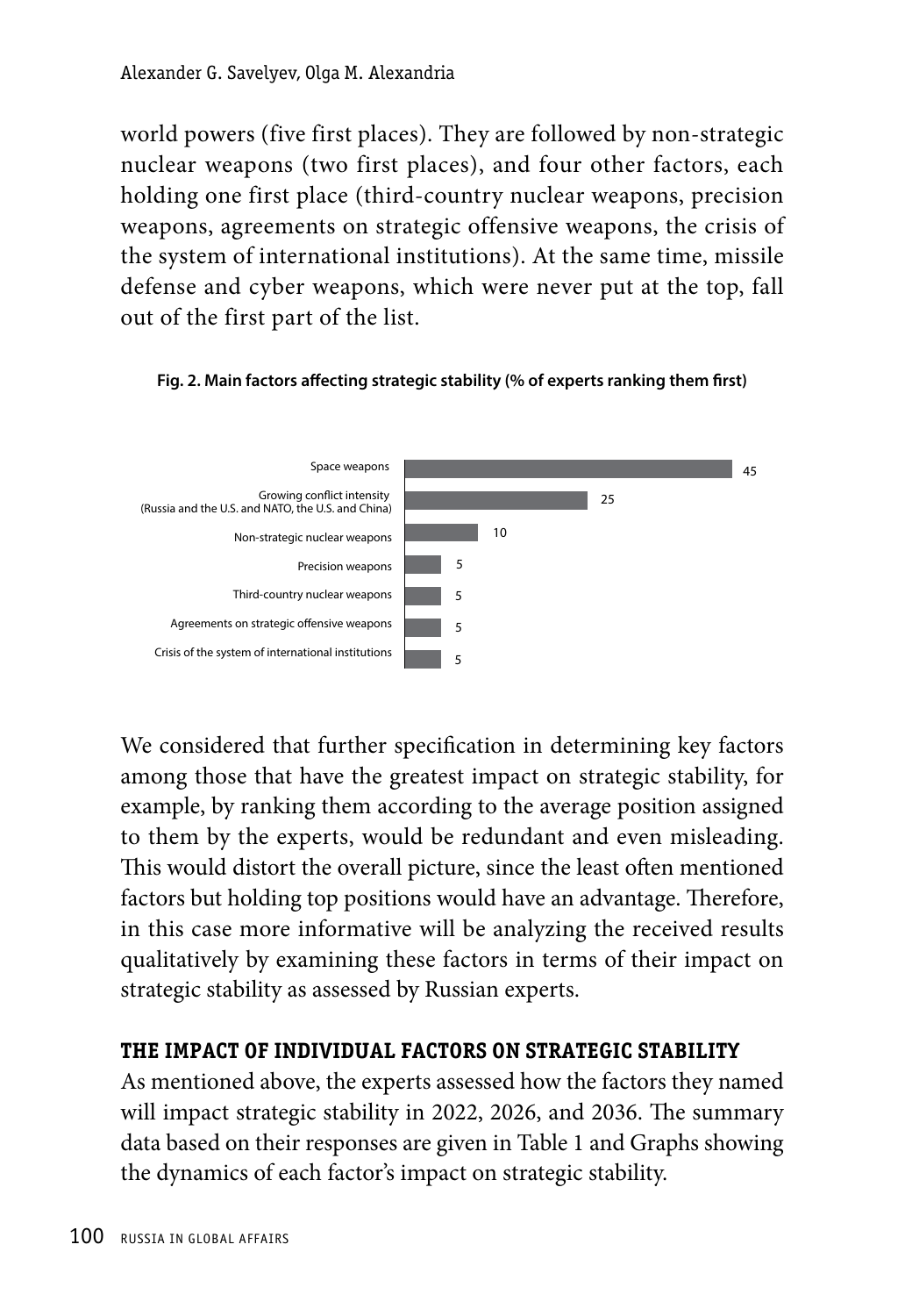world powers (five first places). They are followed by non-strategic nuclear weapons (two first places), and four other factors, each holding one first place (third-country nuclear weapons, precision weapons, agreements on strategic offensive weapons, the crisis of the system of international institutions). At the same time, missile defense and cyber weapons, which were never put at the top, fall out of the first part of the list.

**Fig. 2. Main factors affecting strategic stability (% of experts ranking them first)**

Space weapons
45

Growing conflict intensity
(Russia and the U.S. and NATO, the U.S. and China)
25

Non-strategic nuclear weapons
10

Precision weapons
5

Third-country nuclear weapons
5

Agreements on strategic offensive weapons
5

Crisis of the system of international institutions
5

We considered that further specification in determining key factors among those that have the greatest impact on strategic stability, for example, by ranking them according to the average position assigned to them by the experts, would be redundant and even misleading. This would distort the overall picture, since the least often mentioned factors but holding top positions would have an advantage. Therefore, in this case more informative will be analyzing the received results qualitatively by examining these factors in terms of their impact on strategic stability as assessed by Russian experts.

## THE IMPACT OF INDIVIDUAL FACTORS ON STRATEGIC STABILITY

As mentioned above, the experts assessed how the factors they named will impact strategic stability in 2022, 2026, and 2036. The summary data based on their responses are given in Table 1 and Graphs showing the dynamics of each factor's impact on strategic stability.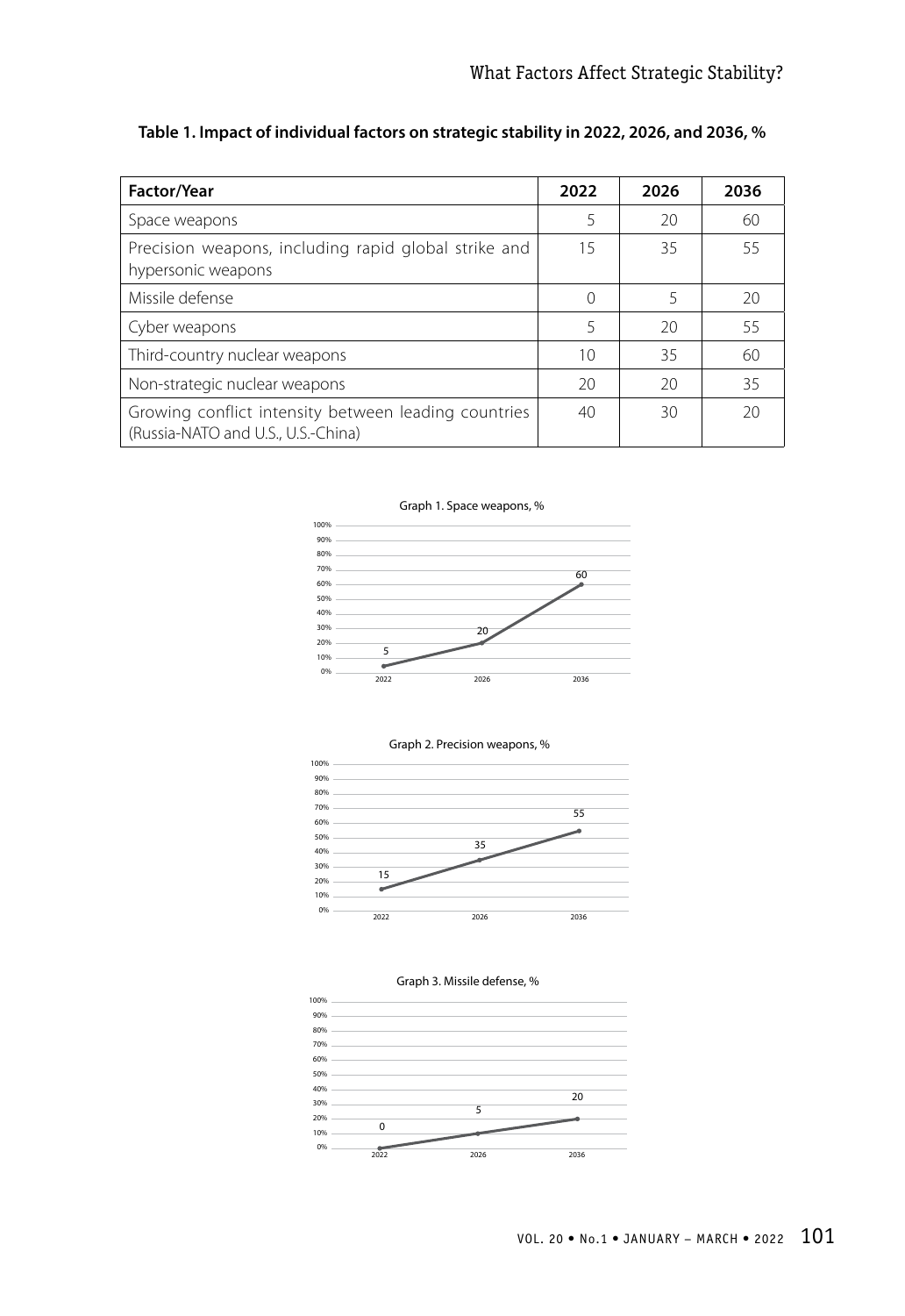**Table 1. Impact of individual factors on strategic stability in 2022, 2026, and 2036, %**

| Factor/Year | 2022 | 2026 | 2036 |
|---|---|---|---|
| Space weapons | 5 | 20 | 60 |
| Precision weapons, including rapid global strike and hypersonic weapons | 15 | 35 | 55 |
| Missile defense | 0 | 5 | 20 |
| Cyber weapons | 5 | 20 | 55 |
| Third-country nuclear weapons | 10 | 35 | 60 |
| Non-strategic nuclear weapons | 20 | 20 | 35 |
| Growing conflict intensity between leading countries (Russia-NATO and U.S., U.S.-China) | 40 | 30 | 20 |

Graph 1. Space weapons, %

100%
90%
80%
70%
60%
50%
40%
30%
20%
10%
0%

5
20
60

2022
2026
2036

Graph 2. Precision weapons, %

100%
90%
80%
70%
60%
50%
40%
30%
20%
10%
0%

15
35
55

2022
2026
2036

Graph 3. Missile defense, %

100%
90%
80%
70%
60%
50%
40%
30%
20%
10%
0%

0
5
20

2022
2026
2036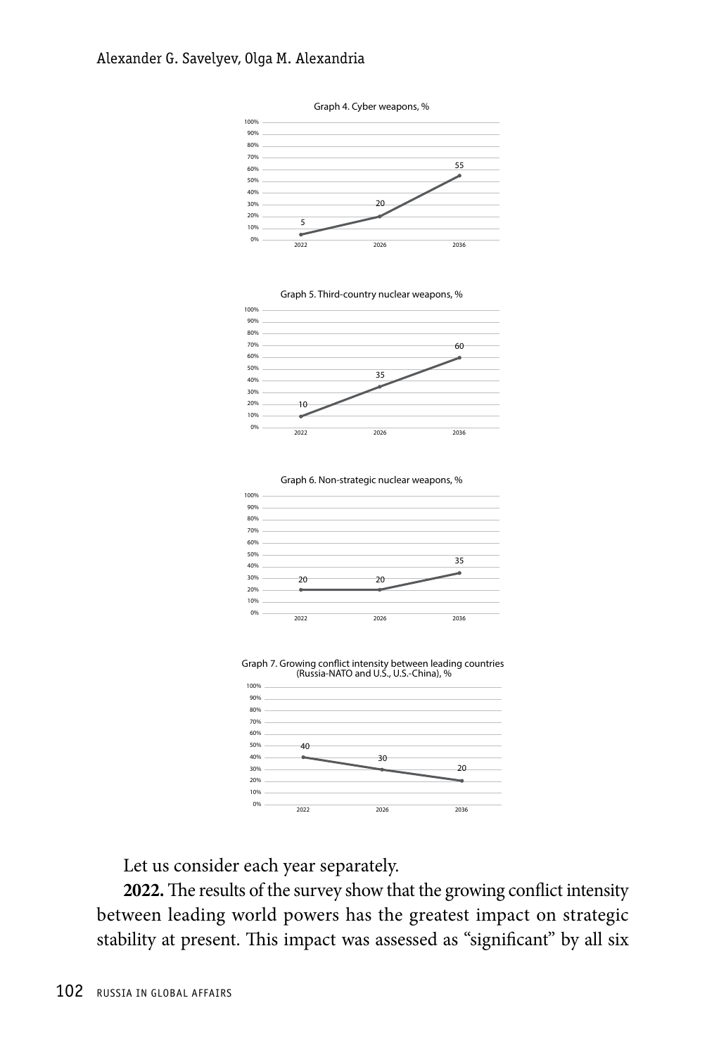Graph 4. Cyber weapons, %

100%
90%
80%
70%
60%
50%
40%
30%
20%
10%
0%

5
20
55

2022
2026
2036

Graph 5. Third-country nuclear weapons, %

100%
90%
80%
70%
60%
50%
40%
30%
20%
10%
0%

10
35
60

2022
2026
2036

Graph 6. Non-strategic nuclear weapons, %

100%
90%
80%
70%
60%
50%
40%
30%
20%
10%
0%

20
20
35

2022
2026
2036

Graph 7. Growing conflict intensity between leading countries (Russia-NATO and U.S., U.S.-China), %

100%
90%
80%
70%
60%
50%
40%
30%
20%
10%
0%

40
30
20

2022
2026
2036

Let us consider each year separately.

**2022.** The results of the survey show that the growing conflict intensity between leading world powers has the greatest impact on strategic stability at present. This impact was assessed as "significant" by all six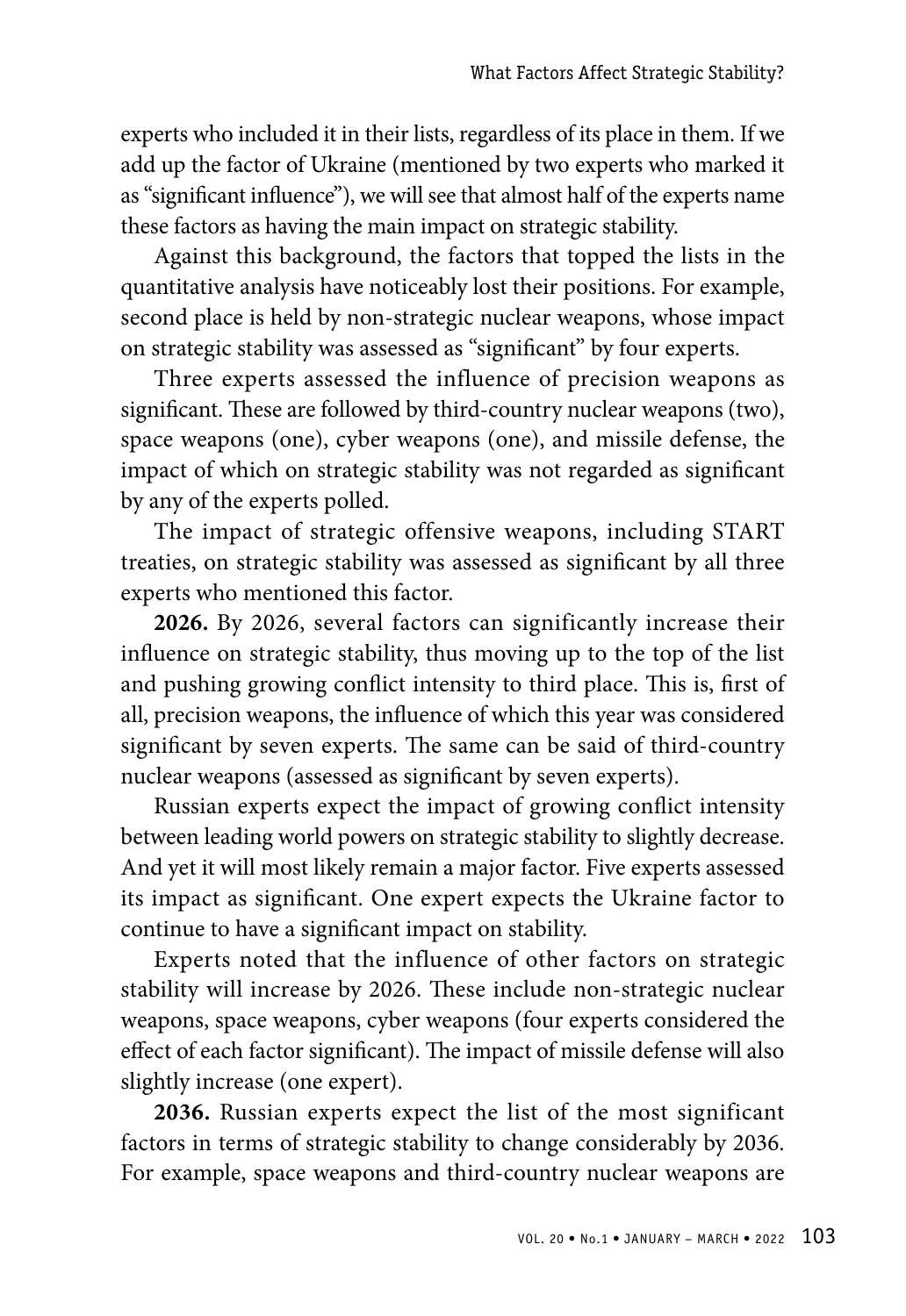experts who included it in their lists, regardless of its place in them. If we add up the factor of Ukraine (mentioned by two experts who marked it as "significant influence"), we will see that almost half of the experts name these factors as having the main impact on strategic stability.

Against this background, the factors that topped the lists in the quantitative analysis have noticeably lost their positions. For example, second place is held by non-strategic nuclear weapons, whose impact on strategic stability was assessed as "significant" by four experts.

Three experts assessed the influence of precision weapons as significant. These are followed by third-country nuclear weapons (two), space weapons (one), cyber weapons (one), and missile defense, the impact of which on strategic stability was not regarded as significant by any of the experts polled.

The impact of strategic offensive weapons, including START treaties, on strategic stability was assessed as significant by all three experts who mentioned this factor.

**2026.** By 2026, several factors can significantly increase their influence on strategic stability, thus moving up to the top of the list and pushing growing conflict intensity to third place. This is, first of all, precision weapons, the influence of which this year was considered significant by seven experts. The same can be said of third-country nuclear weapons (assessed as significant by seven experts).

Russian experts expect the impact of growing conflict intensity between leading world powers on strategic stability to slightly decrease. And yet it will most likely remain a major factor. Five experts assessed its impact as significant. One expert expects the Ukraine factor to continue to have a significant impact on stability.

Experts noted that the influence of other factors on strategic stability will increase by 2026. These include non-strategic nuclear weapons, space weapons, cyber weapons (four experts considered the effect of each factor significant). The impact of missile defense will also slightly increase (one expert).

**2036.** Russian experts expect the list of the most significant factors in terms of strategic stability to change considerably by 2036. For example, space weapons and third-country nuclear weapons are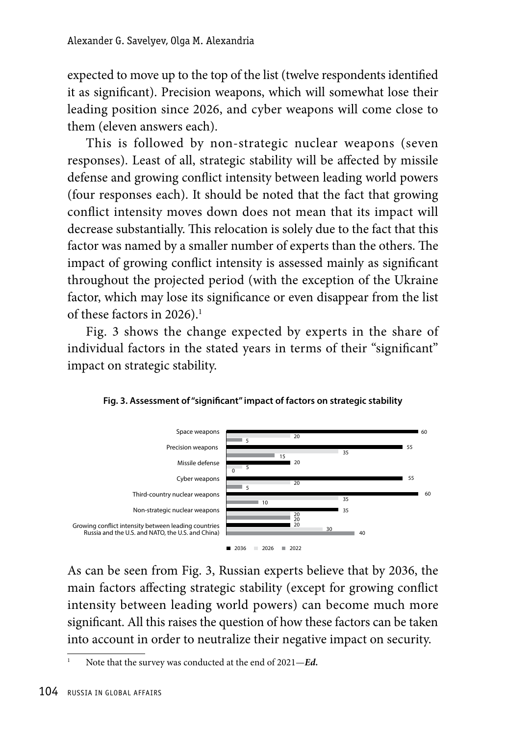expected to move up to the top of the list (twelve respondents identified it as significant). Precision weapons, which will somewhat lose their leading position since 2026, and cyber weapons will come close to them (eleven answers each).

This is followed by non-strategic nuclear weapons (seven responses). Least of all, strategic stability will be affected by missile defense and growing conflict intensity between leading world powers (four responses each). It should be noted that the fact that growing conflict intensity moves down does not mean that its impact will decrease substantially. This relocation is solely due to the fact that this factor was named by a smaller number of experts than the others. The impact of growing conflict intensity is assessed mainly as significant throughout the projected period (with the exception of the Ukraine factor, which may lose its significance or even disappear from the list of these factors in 2026).[1]

Fig. 3 shows the change expected by experts in the share of individual factors in the stated years in terms of their "significant" impact on strategic stability.

**Fig. 3. Assessment of "significant" impact of factors on strategic stability**

Space weapons 60 20 5

Precision weapons 55 35 15

Missile defense 20 5 0

Cyber weapons 55 20 5

Third-country nuclear weapons 60 35 10

Non-strategic nuclear weapons 35 20 20

Growing conflict intensity between leading countries Russia and the U.S. and NATO, the U.S. and China) 20 30 40

2036 2026 2022

As can be seen from Fig. 3, Russian experts believe that by 2036, the main factors affecting strategic stability (except for growing conflict intensity between leading world powers) can become much more significant. All this raises the question of how these factors can be taken into account in order to neutralize their negative impact on security.

[1] Note that the survey was conducted at the end of 2021—***Ed.***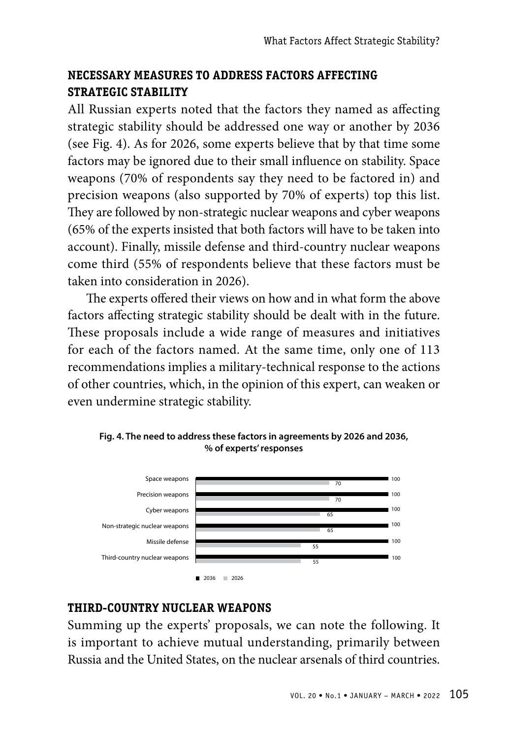## NECESSARY MEASURES TO ADDRESS FACTORS AFFECTING STRATEGIC STABILITY

All Russian experts noted that the factors they named as affecting strategic stability should be addressed one way or another by 2036 (see Fig. 4). As for 2026, some experts believe that by that time some factors may be ignored due to their small influence on stability. Space weapons (70% of respondents say they need to be factored in) and precision weapons (also supported by 70% of experts) top this list. They are followed by non-strategic nuclear weapons and cyber weapons (65% of the experts insisted that both factors will have to be taken into account). Finally, missile defense and third-country nuclear weapons come third (55% of respondents believe that these factors must be taken into consideration in 2026).

The experts offered their views on how and in what form the above factors affecting strategic stability should be dealt with in the future. These proposals include a wide range of measures and initiatives for each of the factors named. At the same time, only one of 113 recommendations implies a military-technical response to the actions of other countries, which, in the opinion of this expert, can weaken or even undermine strategic stability.

**Fig. 4. The need to address these factors in agreements by 2026 and 2036, % of experts' responses**

Space weapons 100 70
Precision weapons 100 70
Cyber weapons 100 65
Non-strategic nuclear weapons 100 65
Missile defense 100 55
Third-country nuclear weapons 100 55

2036 2026

## THIRD-COUNTRY NUCLEAR WEAPONS

Summing up the experts' proposals, we can note the following. It is important to achieve mutual understanding, primarily between Russia and the United States, on the nuclear arsenals of third countries.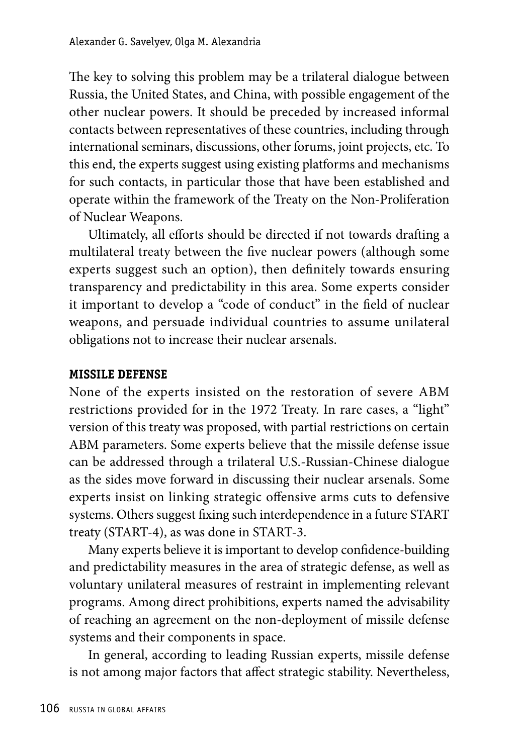The key to solving this problem may be a trilateral dialogue between Russia, the United States, and China, with possible engagement of the other nuclear powers. It should be preceded by increased informal contacts between representatives of these countries, including through international seminars, discussions, other forums, joint projects, etc. To this end, the experts suggest using existing platforms and mechanisms for such contacts, in particular those that have been established and operate within the framework of the Treaty on the Non-Proliferation of Nuclear Weapons.

Ultimately, all efforts should be directed if not towards drafting a multilateral treaty between the five nuclear powers (although some experts suggest such an option), then definitely towards ensuring transparency and predictability in this area. Some experts consider it important to develop a "code of conduct" in the field of nuclear weapons, and persuade individual countries to assume unilateral obligations not to increase their nuclear arsenals.

## MISSILE DEFENSE

None of the experts insisted on the restoration of severe ABM restrictions provided for in the 1972 Treaty. In rare cases, a "light" version of this treaty was proposed, with partial restrictions on certain ABM parameters. Some experts believe that the missile defense issue can be addressed through a trilateral U.S.-Russian-Chinese dialogue as the sides move forward in discussing their nuclear arsenals. Some experts insist on linking strategic offensive arms cuts to defensive systems. Others suggest fixing such interdependence in a future START treaty (START-4), as was done in START-3.

Many experts believe it is important to develop confidence-building and predictability measures in the area of strategic defense, as well as voluntary unilateral measures of restraint in implementing relevant programs. Among direct prohibitions, experts named the advisability of reaching an agreement on the non-deployment of missile defense systems and their components in space.

In general, according to leading Russian experts, missile defense is not among major factors that affect strategic stability. Nevertheless,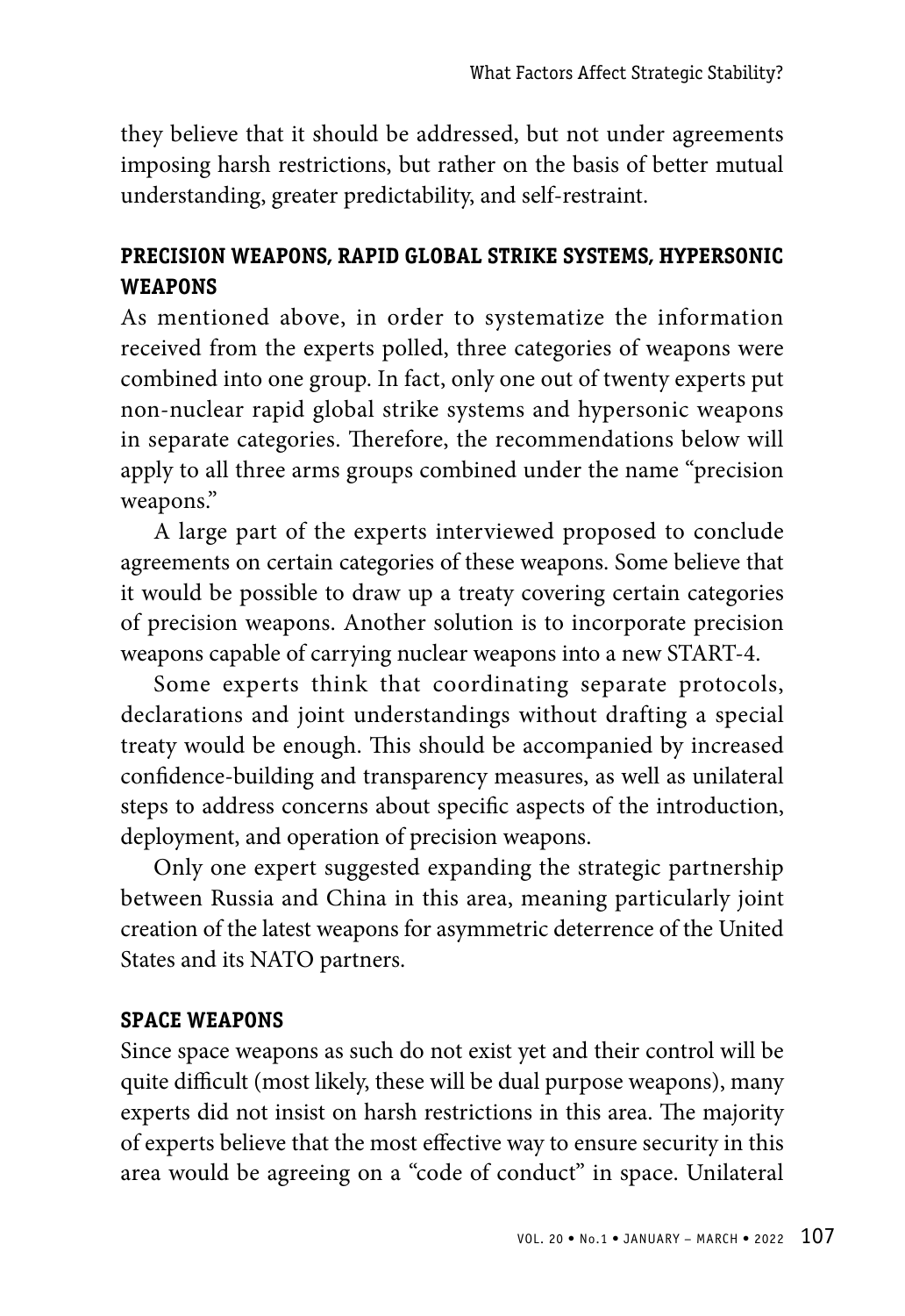they believe that it should be addressed, but not under agreements imposing harsh restrictions, but rather on the basis of better mutual understanding, greater predictability, and self-restraint.

## PRECISION WEAPONS, RAPID GLOBAL STRIKE SYSTEMS, HYPERSONIC WEAPONS

As mentioned above, in order to systematize the information received from the experts polled, three categories of weapons were combined into one group. In fact, only one out of twenty experts put non-nuclear rapid global strike systems and hypersonic weapons in separate categories. Therefore, the recommendations below will apply to all three arms groups combined under the name "precision weapons."

A large part of the experts interviewed proposed to conclude agreements on certain categories of these weapons. Some believe that it would be possible to draw up a treaty covering certain categories of precision weapons. Another solution is to incorporate precision weapons capable of carrying nuclear weapons into a new START-4.

Some experts think that coordinating separate protocols, declarations and joint understandings without drafting a special treaty would be enough. This should be accompanied by increased confidence-building and transparency measures, as well as unilateral steps to address concerns about specific aspects of the introduction, deployment, and operation of precision weapons.

Only one expert suggested expanding the strategic partnership between Russia and China in this area, meaning particularly joint creation of the latest weapons for asymmetric deterrence of the United States and its NATO partners.

## SPACE WEAPONS

Since space weapons as such do not exist yet and their control will be quite difficult (most likely, these will be dual purpose weapons), many experts did not insist on harsh restrictions in this area. The majority of experts believe that the most effective way to ensure security in this area would be agreeing on a "code of conduct" in space. Unilateral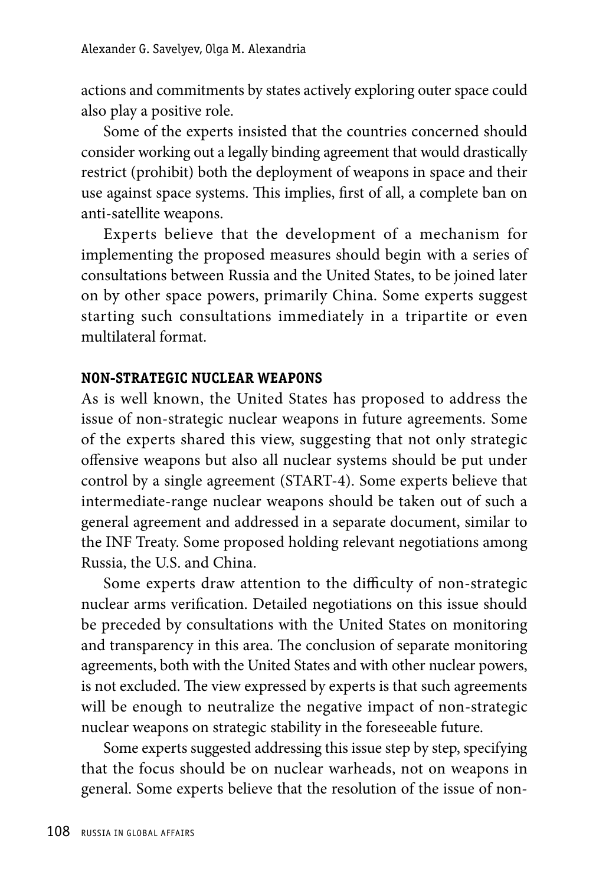actions and commitments by states actively exploring outer space could also play a positive role.

Some of the experts insisted that the countries concerned should consider working out a legally binding agreement that would drastically restrict (prohibit) both the deployment of weapons in space and their use against space systems. This implies, first of all, a complete ban on anti-satellite weapons.

Experts believe that the development of a mechanism for implementing the proposed measures should begin with a series of consultations between Russia and the United States, to be joined later on by other space powers, primarily China. Some experts suggest starting such consultations immediately in a tripartite or even multilateral format.

## NON-STRATEGIC NUCLEAR WEAPONS

As is well known, the United States has proposed to address the issue of non-strategic nuclear weapons in future agreements. Some of the experts shared this view, suggesting that not only strategic offensive weapons but also all nuclear systems should be put under control by a single agreement (START-4). Some experts believe that intermediate-range nuclear weapons should be taken out of such a general agreement and addressed in a separate document, similar to the INF Treaty. Some proposed holding relevant negotiations among Russia, the U.S. and China.

Some experts draw attention to the difficulty of non-strategic nuclear arms verification. Detailed negotiations on this issue should be preceded by consultations with the United States on monitoring and transparency in this area. The conclusion of separate monitoring agreements, both with the United States and with other nuclear powers, is not excluded. The view expressed by experts is that such agreements will be enough to neutralize the negative impact of non-strategic nuclear weapons on strategic stability in the foreseeable future.

Some experts suggested addressing this issue step by step, specifying that the focus should be on nuclear warheads, not on weapons in general. Some experts believe that the resolution of the issue of non-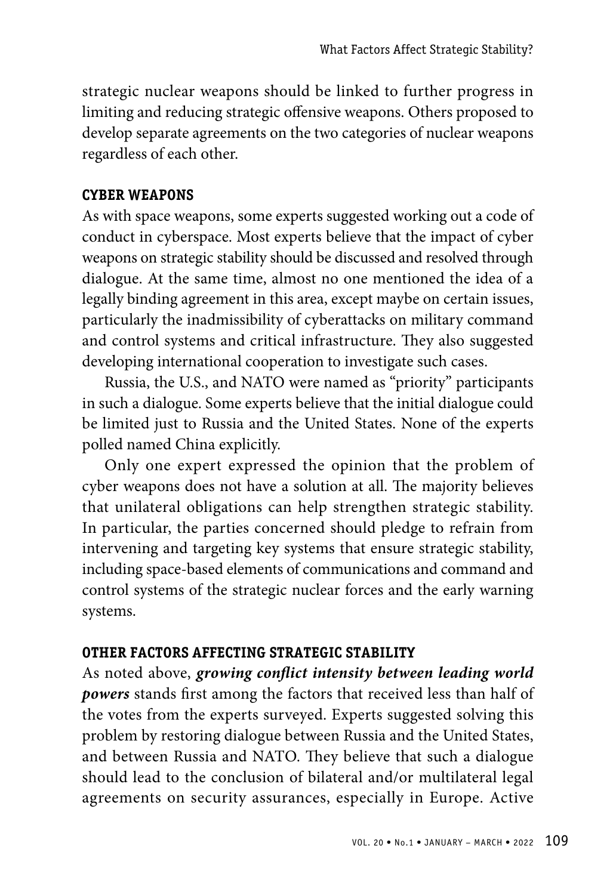strategic nuclear weapons should be linked to further progress in limiting and reducing strategic offensive weapons. Others proposed to develop separate agreements on the two categories of nuclear weapons regardless of each other.

### CYBER WEAPONS

As with space weapons, some experts suggested working out a code of conduct in cyberspace. Most experts believe that the impact of cyber weapons on strategic stability should be discussed and resolved through dialogue. At the same time, almost no one mentioned the idea of a legally binding agreement in this area, except maybe on certain issues, particularly the inadmissibility of cyberattacks on military command and control systems and critical infrastructure. They also suggested developing international cooperation to investigate such cases.

Russia, the U.S., and NATO were named as "priority" participants in such a dialogue. Some experts believe that the initial dialogue could be limited just to Russia and the United States. None of the experts polled named China explicitly.

Only one expert expressed the opinion that the problem of cyber weapons does not have a solution at all. The majority believes that unilateral obligations can help strengthen strategic stability. In particular, the parties concerned should pledge to refrain from intervening and targeting key systems that ensure strategic stability, including space-based elements of communications and command and control systems of the strategic nuclear forces and the early warning systems.

### OTHER FACTORS AFFECTING STRATEGIC STABILITY

As noted above, ***growing conflict intensity between leading world powers*** stands first among the factors that received less than half of the votes from the experts surveyed. Experts suggested solving this problem by restoring dialogue between Russia and the United States, and between Russia and NATO. They believe that such a dialogue should lead to the conclusion of bilateral and/or multilateral legal agreements on security assurances, especially in Europe. Active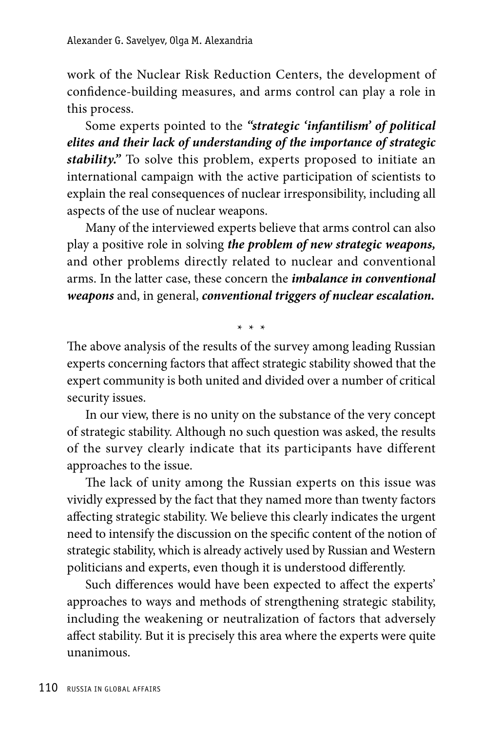work of the Nuclear Risk Reduction Centers, the development of confidence-building measures, and arms control can play a role in this process.

Some experts pointed to the ***"strategic 'infantilism' of political elites and their lack of understanding of the importance of strategic stability."*** To solve this problem, experts proposed to initiate an international campaign with the active participation of scientists to explain the real consequences of nuclear irresponsibility, including all aspects of the use of nuclear weapons.

Many of the interviewed experts believe that arms control can also play a positive role in solving ***the problem of new strategic weapons,*** and other problems directly related to nuclear and conventional arms. In the latter case, these concern the ***imbalance in conventional weapons*** and, in general, ***conventional triggers of nuclear escalation.***

\* \* \*

The above analysis of the results of the survey among leading Russian experts concerning factors that affect strategic stability showed that the expert community is both united and divided over a number of critical security issues.

In our view, there is no unity on the substance of the very concept of strategic stability. Although no such question was asked, the results of the survey clearly indicate that its participants have different approaches to the issue.

The lack of unity among the Russian experts on this issue was vividly expressed by the fact that they named more than twenty factors affecting strategic stability. We believe this clearly indicates the urgent need to intensify the discussion on the specific content of the notion of strategic stability, which is already actively used by Russian and Western politicians and experts, even though it is understood differently.

Such differences would have been expected to affect the experts' approaches to ways and methods of strengthening strategic stability, including the weakening or neutralization of factors that adversely affect stability. But it is precisely this area where the experts were quite unanimous.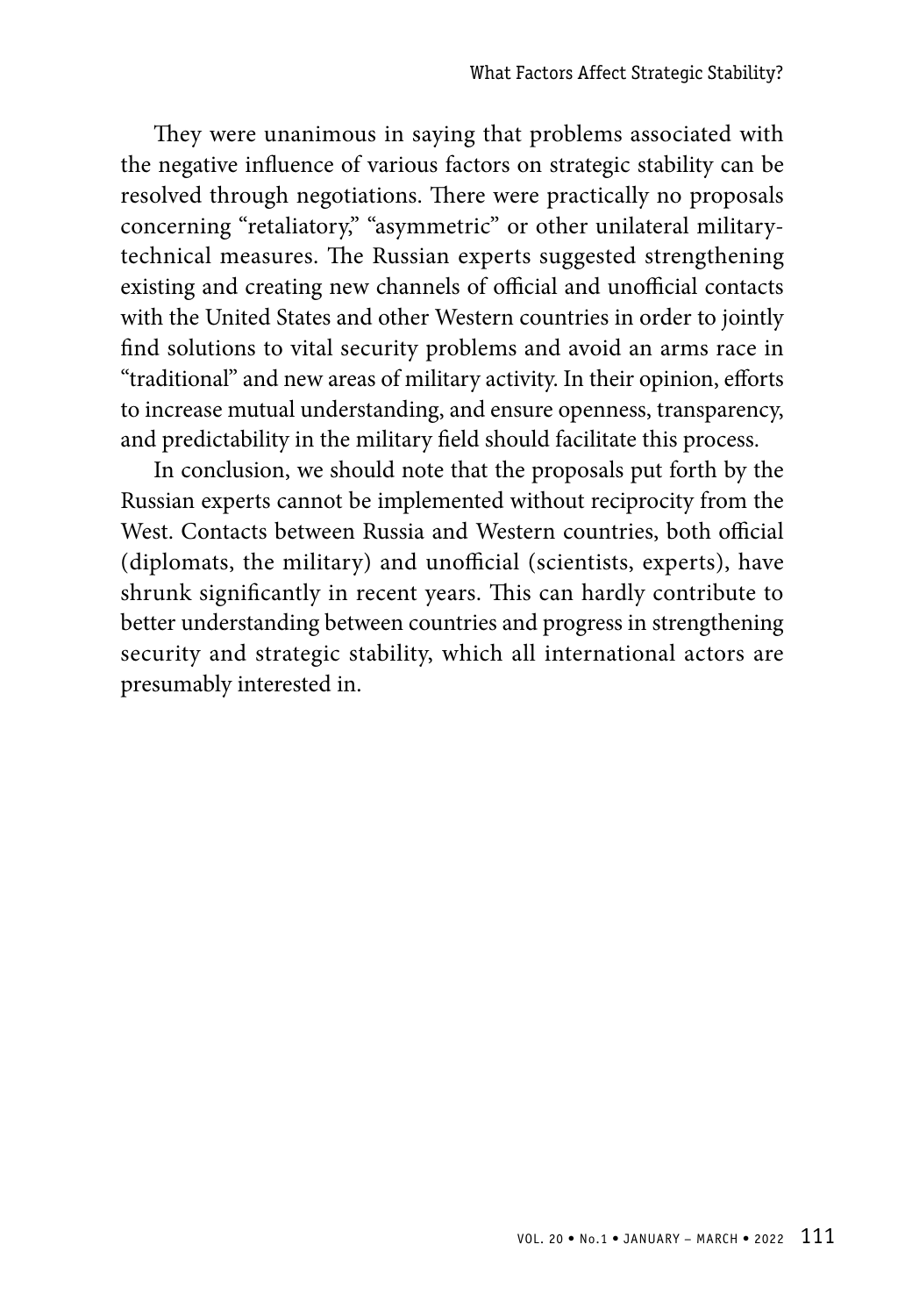They were unanimous in saying that problems associated with the negative influence of various factors on strategic stability can be resolved through negotiations. There were practically no proposals concerning "retaliatory," "asymmetric" or other unilateral military-technical measures. The Russian experts suggested strengthening existing and creating new channels of official and unofficial contacts with the United States and other Western countries in order to jointly find solutions to vital security problems and avoid an arms race in "traditional" and new areas of military activity. In their opinion, efforts to increase mutual understanding, and ensure openness, transparency, and predictability in the military field should facilitate this process.

In conclusion, we should note that the proposals put forth by the Russian experts cannot be implemented without reciprocity from the West. Contacts between Russia and Western countries, both official (diplomats, the military) and unofficial (scientists, experts), have shrunk significantly in recent years. This can hardly contribute to better understanding between countries and progress in strengthening security and strategic stability, which all international actors are presumably interested in.